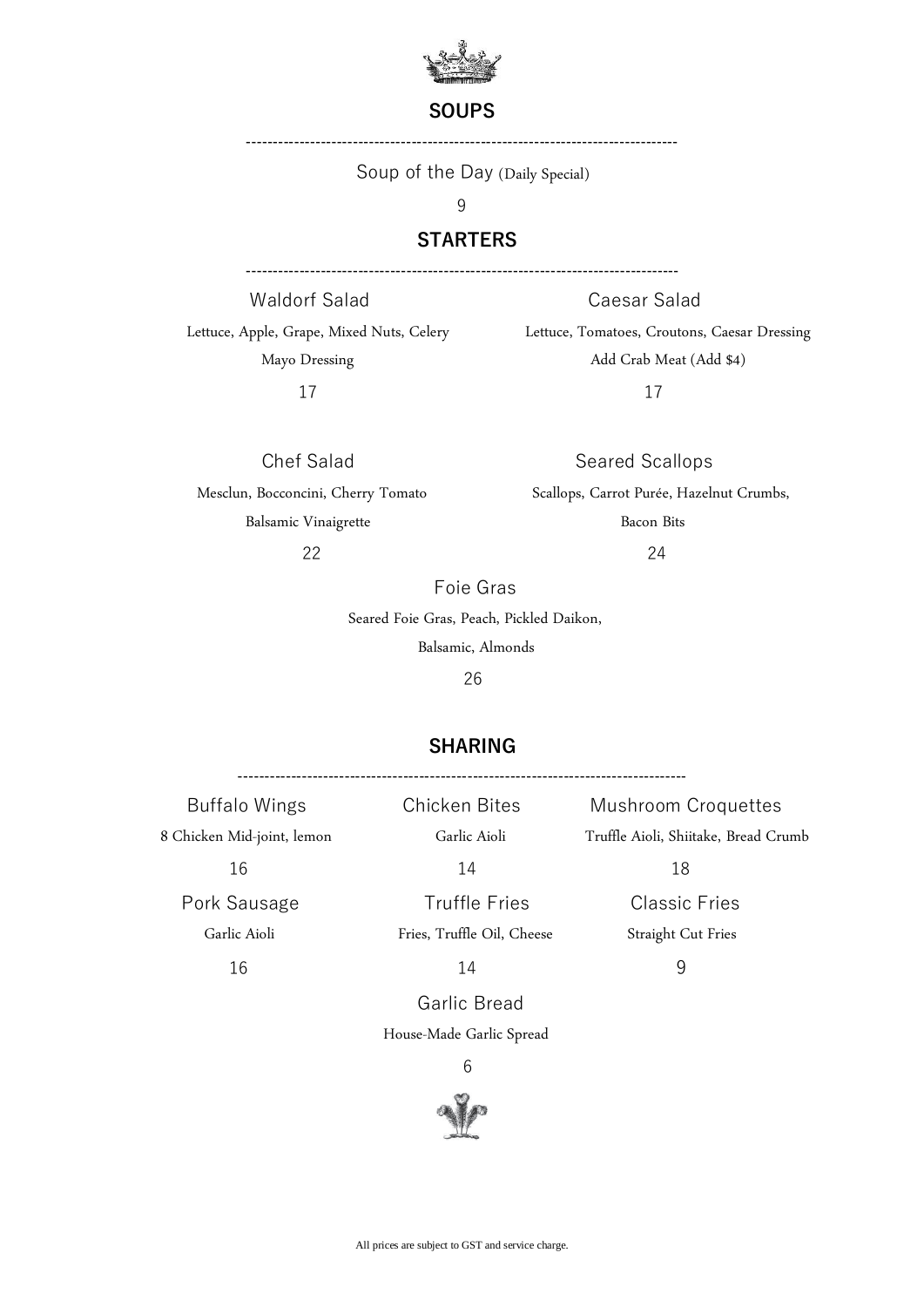## SOUPS

Soup of the Day (Daily Special)

9

## STARTERS

**Waldorf Salad**

Lettuce, Apple, Grape, Mixed Nuts, Celery

Mayo Dressing

17

**Caesar Salad**

Lettuce, Tomatoes, Croutons, Caesar Dressing

Add Crab Meat (Add $4)

17

**Chef Salad**

Mesclun, Bocconcini, Cherry Tomato

Balsamic Vinaigrette

22

**Seared Scallops**

Scallops, Carrot Purée, Hazelnut Crumbs,

Bacon Bits

24

**Foie Gras**

Seared Foie Gras, Peach, Pickled Daikon,

Balsamic, Almonds

26

## SHARING

**Buffalo Wings**

8 Chicken Mid-joint, lemon

16

**Chicken Bites**

Garlic Aioli

14

**Mushroom Croquettes**

Truffle Aioli, Shiitake, Bread Crumb

18

**Pork Sausage**

Garlic Aioli

16

**Truffle Fries**

Fries, Truffle Oil, Cheese

14

**Classic Fries**

Straight Cut Fries

9

**Garlic Bread**

House-Made Garlic Spread

6

All prices are subject to GST and service charge.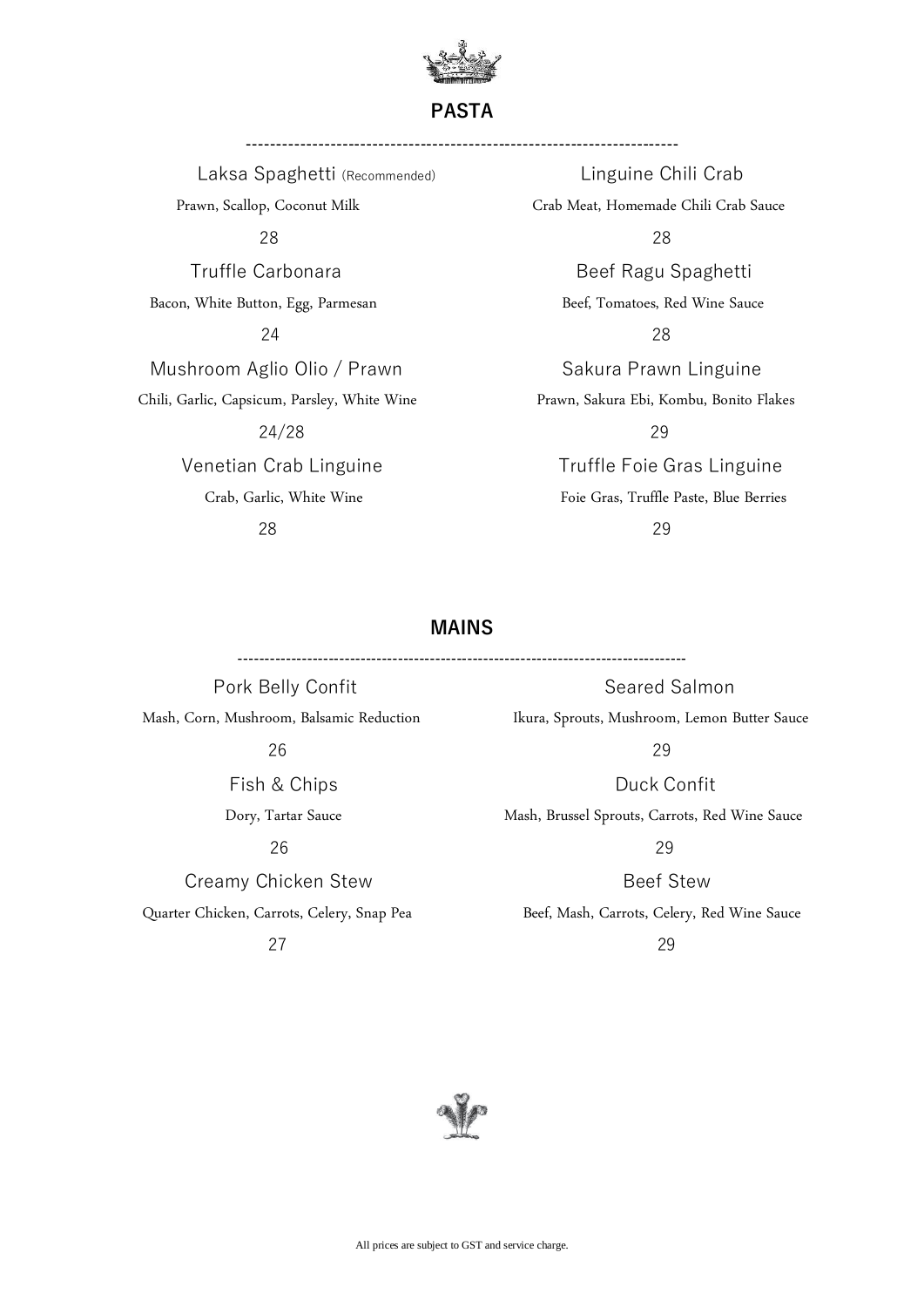## PASTA

Laksa Spaghetti (Recommended)
Prawn, Scallop, Coconut Milk
28

Truffle Carbonara
Bacon, White Button, Egg, Parmesan
24

Mushroom Aglio Olio / Prawn
Chili, Garlic, Capsicum, Parsley, White Wine
24/28

Venetian Crab Linguine
Crab, Garlic, White Wine
28

Linguine Chili Crab
Crab Meat, Homemade Chili Crab Sauce
28

Beef Ragu Spaghetti
Beef, Tomatoes, Red Wine Sauce
28

Sakura Prawn Linguine
Prawn, Sakura Ebi, Kombu, Bonito Flakes
29

Truffle Foie Gras Linguine
Foie Gras, Truffle Paste, Blue Berries
29

## MAINS

Pork Belly Confit
Mash, Corn, Mushroom, Balsamic Reduction
26

Fish & Chips
Dory, Tartar Sauce
26

Creamy Chicken Stew
Quarter Chicken, Carrots, Celery, Snap Pea
27

Seared Salmon
Ikura, Sprouts, Mushroom, Lemon Butter Sauce
29

Duck Confit
Mash, Brussel Sprouts, Carrots, Red Wine Sauce
29

Beef Stew
Beef, Mash, Carrots, Celery, Red Wine Sauce
29

All prices are subject to GST and service charge.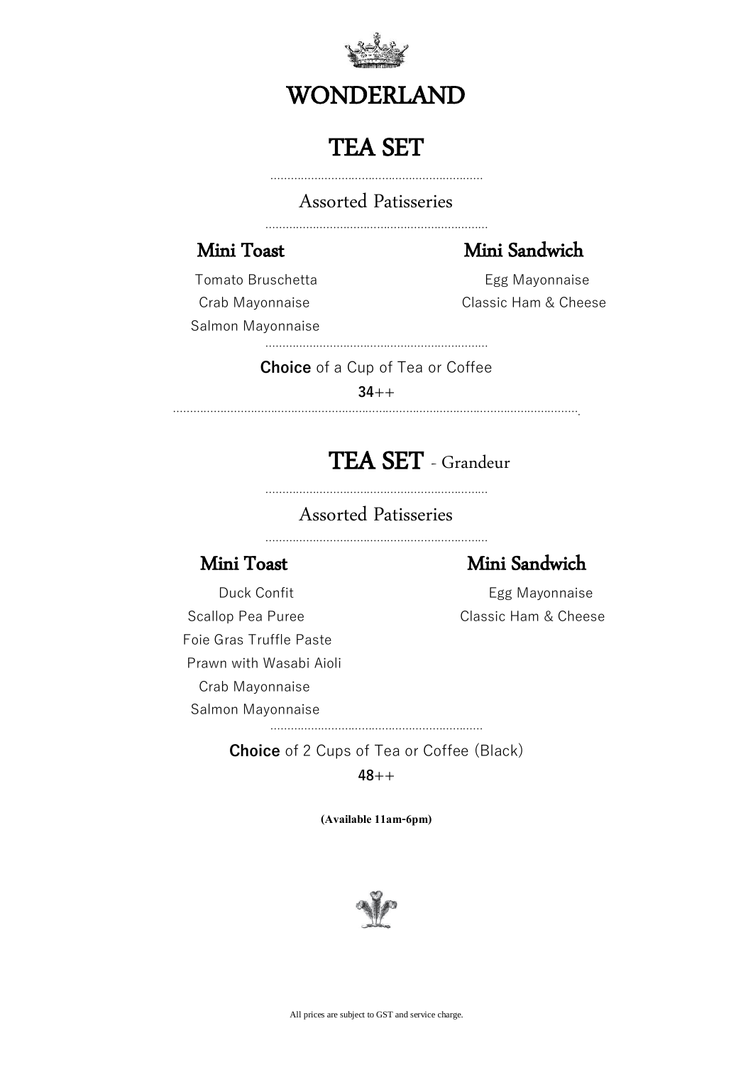# WONDERLAND

## TEA SET

Assorted Patisseries

### Mini Toast

Tomato Bruschetta

Crab Mayonnaise

Salmon Mayonnaise

### Mini Sandwich

Egg Mayonnaise

Classic Ham & Cheese

**Choice** of a Cup of Tea or Coffee

**34**++

## TEA SET - Grandeur

Assorted Patisseries

### Mini Toast

Duck Confit

Scallop Pea Puree

Foie Gras Truffle Paste

Prawn with Wasabi Aioli

Crab Mayonnaise

Salmon Mayonnaise

### Mini Sandwich

Egg Mayonnaise

Classic Ham & Cheese

**Choice** of 2 Cups of Tea or Coffee (Black)

**48**++

**(Available 11am-6pm)**

All prices are subject to GST and service charge.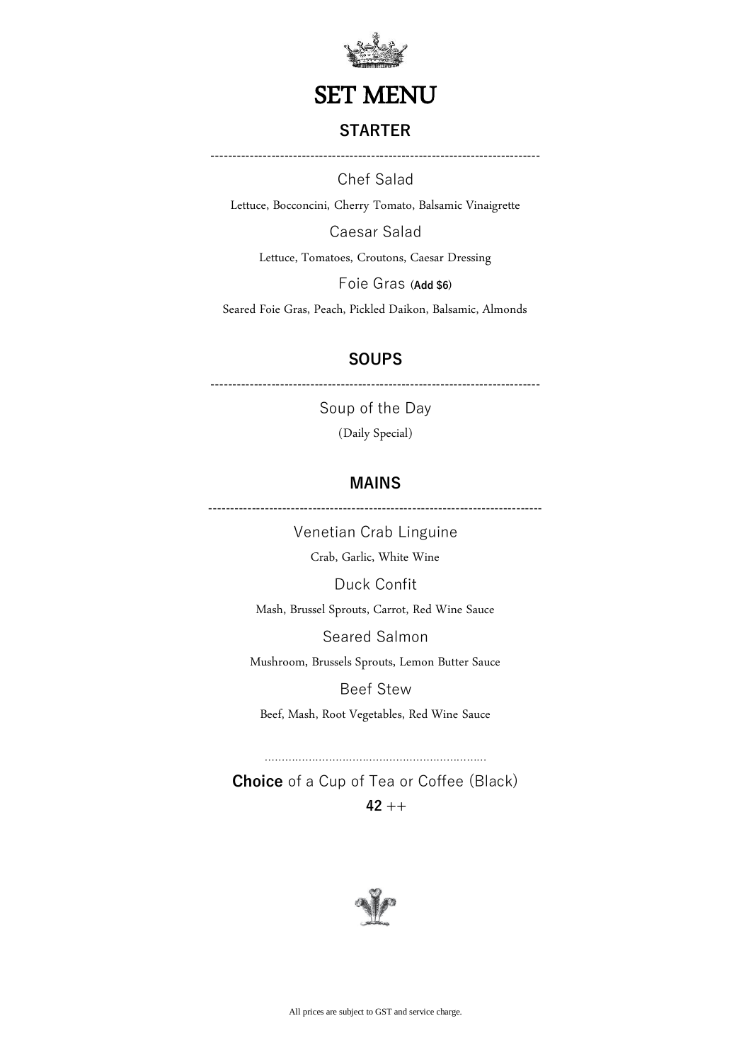# SET MENU

## STARTER

Chef Salad

Lettuce, Bocconcini, Cherry Tomato, Balsamic Vinaigrette

Caesar Salad

Lettuce, Tomatoes, Croutons, Caesar Dressing

Foie Gras (**Add $6**)

Seared Foie Gras, Peach, Pickled Daikon, Balsamic, Almonds

## SOUPS

Soup of the Day

(Daily Special)

## MAINS

Venetian Crab Linguine

Crab, Garlic, White Wine

Duck Confit

Mash, Brussel Sprouts, Carrot, Red Wine Sauce

Seared Salmon

Mushroom, Brussels Sprouts, Lemon Butter Sauce

Beef Stew

Beef, Mash, Root Vegetables, Red Wine Sauce

**Choice** of a Cup of Tea or Coffee (Black)

**42** ++

All prices are subject to GST and service charge.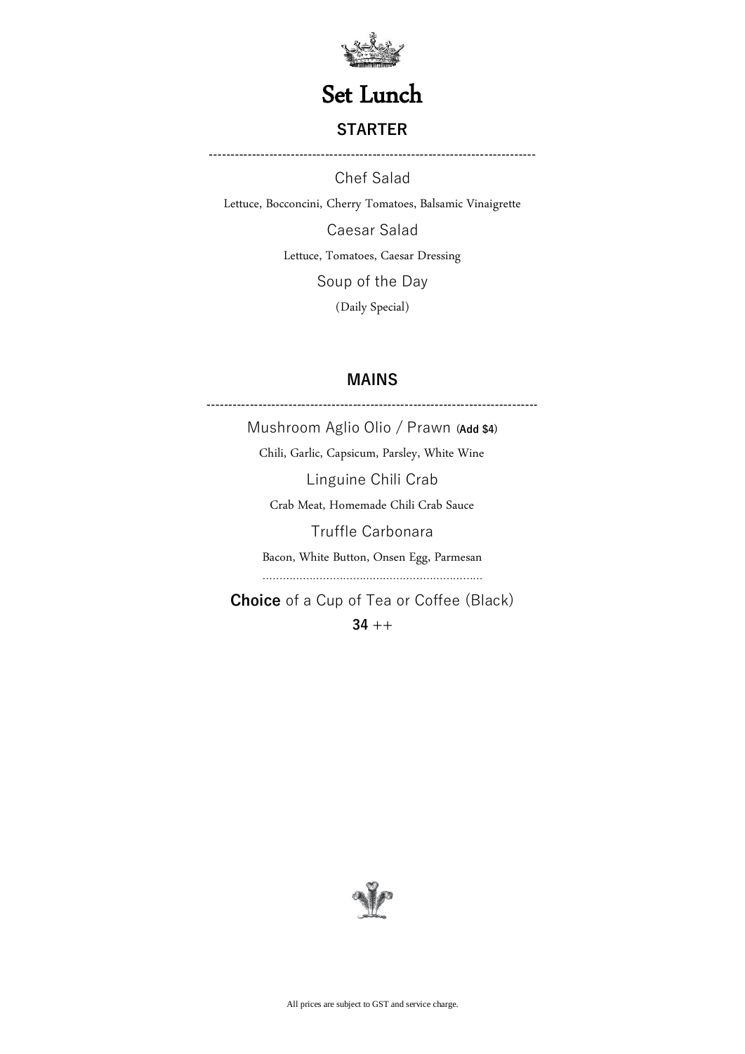# Set Lunch

## STARTER

---

Chef Salad

Lettuce, Bocconcini, Cherry Tomatoes, Balsamic Vinaigrette

Caesar Salad

Lettuce, Tomatoes, Caesar Dressing

Soup of the Day

(Daily Special)

## MAINS

---

Mushroom Aglio Olio / Prawn (**Add $4**)

Chili, Garlic, Capsicum, Parsley, White Wine

Linguine Chili Crab

Crab Meat, Homemade Chili Crab Sauce

Truffle Carbonara

Bacon, White Button, Onsen Egg, Parmesan

**Choice** of a Cup of Tea or Coffee (Black)

**34** ++

All prices are subject to GST and service charge.